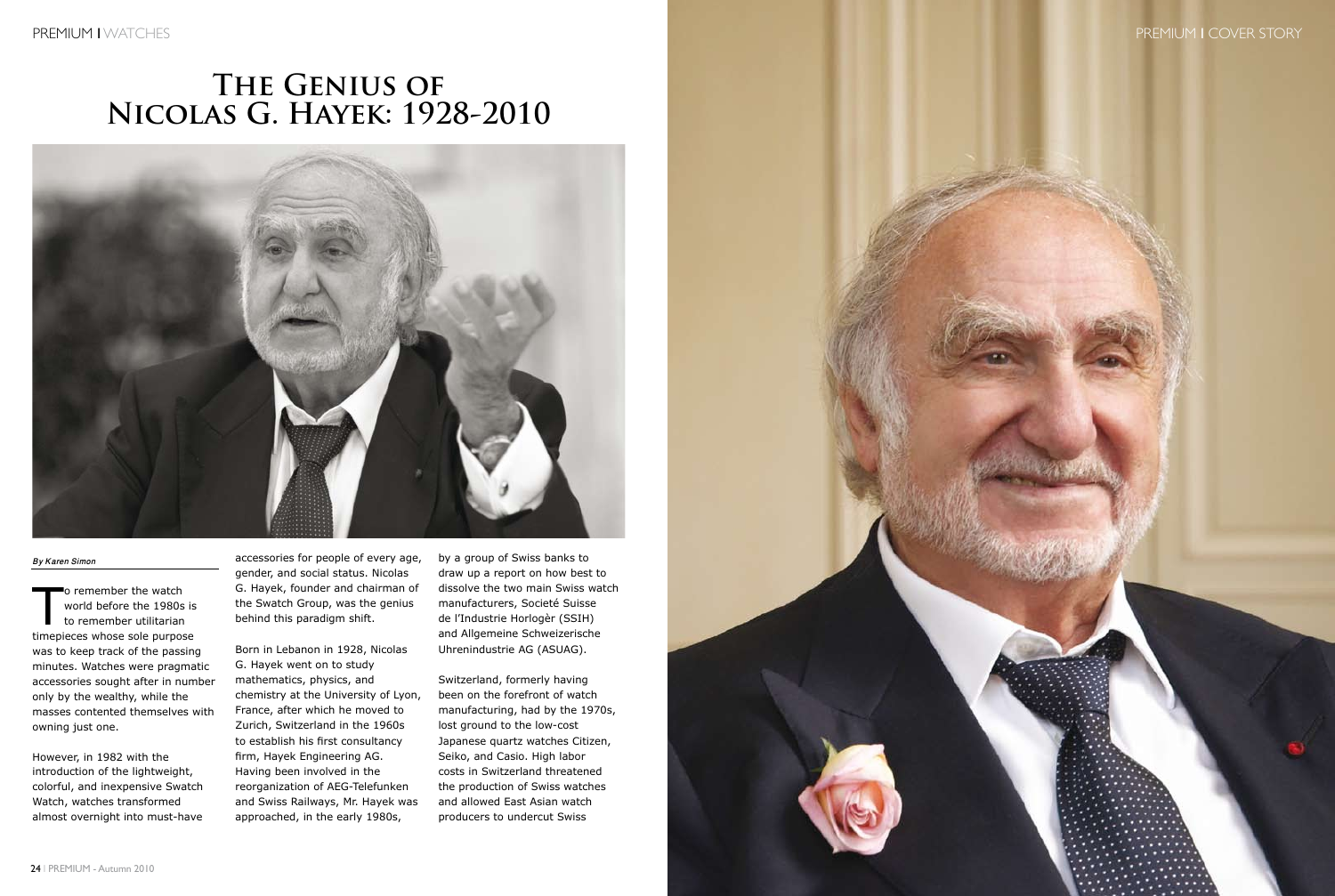# The Genius of Nicolas G. Hayek: 1928-2010

*By Karen Simon*

To remember the watch world before the 1980s is to remember utilitarian timepieces whose sole purpose was to keep track of the passing minutes. Watches were pragmatic accessories sought after in number only by the wealthy, while the masses contented themselves with owning just one.

However, in 1982 with the introduction of the lightweight, colorful, and inexpensive Swatch Watch, watches transformed almost overnight into must-have accessories for people of every age, gender, and social status. Nicolas G. Hayek, founder and chairman of the Swatch Group, was the genius behind this paradigm shift.

Born in Lebanon in 1928, Nicolas G. Hayek went on to study mathematics, physics, and chemistry at the University of Lyon, France, after which he moved to Zurich, Switzerland in the 1960s to establish his first consultancy firm, Hayek Engineering AG. Having been involved in the reorganization of AEG-Telefunken and Swiss Railways, Mr. Hayek was approached, in the early 1980s, by a group of Swiss banks to draw up a report on how best to dissolve the two main Swiss watch manufacturers, Societé Suisse de l'Industrie Horlogèr (SSIH) and Allgemeine Schweizerische Uhrenindustrie AG (ASUAG).

Switzerland, formerly having been on the forefront of watch manufacturing, had by the 1970s, lost ground to the low-cost Japanese quartz watches Citizen, Seiko, and Casio. High labor costs in Switzerland threatened the production of Swiss watches and allowed East Asian watch producers to undercut Swiss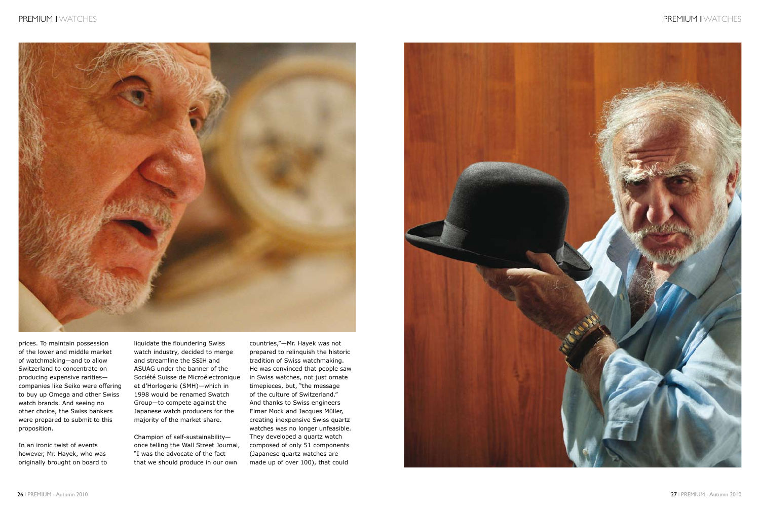prices. To maintain possession of the lower and middle market of watchmaking—and to allow Switzerland to concentrate on producing expensive rarities—companies like Seiko were offering to buy up Omega and other Swiss watch brands. And seeing no other choice, the Swiss bankers were prepared to submit to this proposition.

In an ironic twist of events however, Mr. Hayek, who was originally brought on board to liquidate the floundering Swiss watch industry, decided to merge and streamline the SSIH and ASUAG under the banner of the Société Suisse de Microélectronique et d'Horlogerie (SMH)—which in 1998 would be renamed Swatch Group—to compete against the Japanese watch producers for the majority of the market share.

Champion of self-sustainability—once telling the Wall Street Journal, "I was the advocate of the fact that we should produce in our own countries,"—Mr. Hayek was not prepared to relinquish the historic tradition of Swiss watchmaking. He was convinced that people saw in Swiss watches, not just ornate timepieces, but, "the message of the culture of Switzerland." And thanks to Swiss engineers Elmar Mock and Jacques Müller, creating inexpensive Swiss quartz watches was no longer unfeasible. They developed a quartz watch composed of only 51 components (Japanese quartz watches are made up of over 100), that could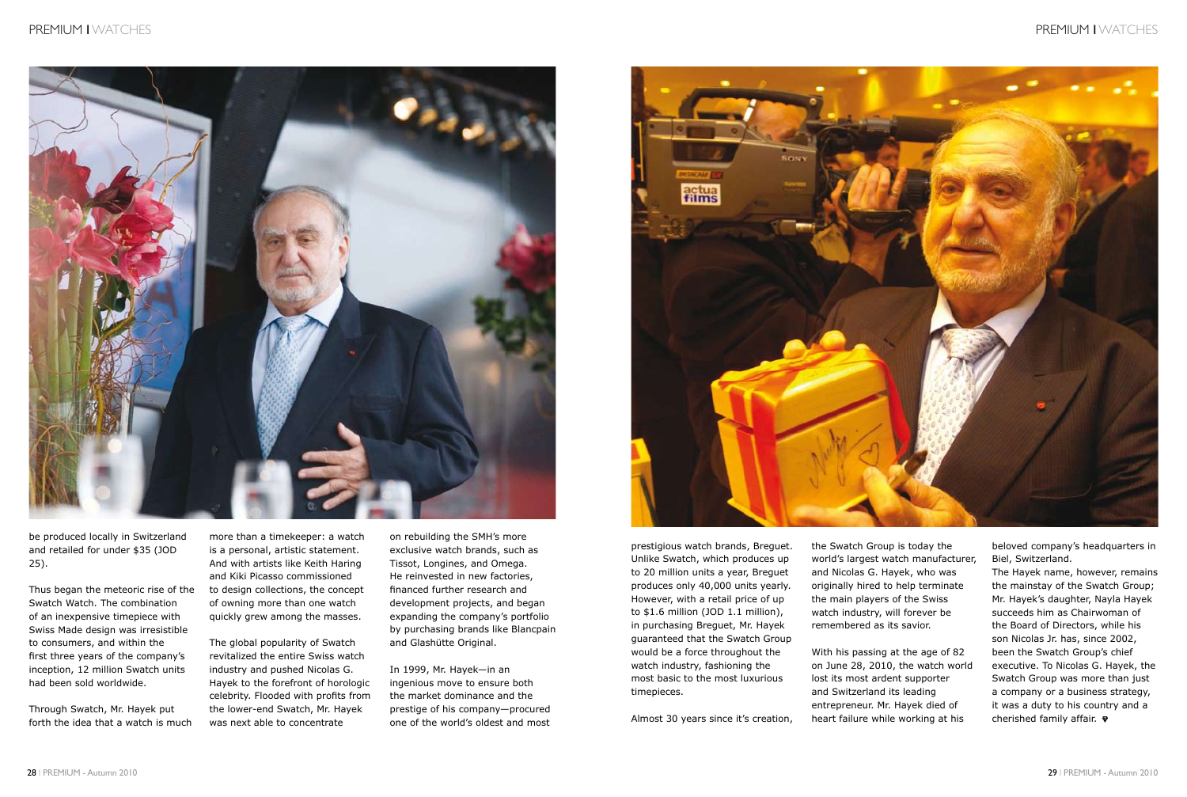be produced locally in Switzerland and retailed for under $35 (JOD 25).

Thus began the meteoric rise of the Swatch Watch. The combination of an inexpensive timepiece with Swiss Made design was irresistible to consumers, and within the first three years of the company's inception, 12 million Swatch units had been sold worldwide.

Through Swatch, Mr. Hayek put forth the idea that a watch is much more than a timekeeper: a watch is a personal, artistic statement. And with artists like Keith Haring and Kiki Picasso commissioned to design collections, the concept of owning more than one watch quickly grew among the masses.

The global popularity of Swatch revitalized the entire Swiss watch industry and pushed Nicolas G. Hayek to the forefront of horologic celebrity. Flooded with profits from the lower-end Swatch, Mr. Hayek was next able to concentrate on rebuilding the SMH's more exclusive watch brands, such as Tissot, Longines, and Omega. He reinvested in new factories, financed further research and development projects, and began expanding the company's portfolio by purchasing brands like Blancpain and Glashütte Original.

In 1999, Mr. Hayek—in an ingenious move to ensure both the market dominance and the prestige of his company—procured one of the world's oldest and most prestigious watch brands, Breguet. Unlike Swatch, which produces up to 20 million units a year, Breguet produces only 40,000 units yearly. However, with a retail price of up to $1.6 million (JOD 1.1 million), in purchasing Breguet, Mr. Hayek guaranteed that the Swatch Group would be a force throughout the watch industry, fashioning the most basic to the most luxurious timepieces.

Almost 30 years since it's creation, the Swatch Group is today the world's largest watch manufacturer, and Nicolas G. Hayek, who was originally hired to help terminate the main players of the Swiss watch industry, will forever be remembered as its savior.

With his passing at the age of 82 on June 28, 2010, the watch world lost its most ardent supporter and Switzerland its leading entrepreneur. Mr. Hayek died of heart failure while working at his beloved company's headquarters in Biel, Switzerland.

The Hayek name, however, remains the mainstay of the Swatch Group; Mr. Hayek's daughter, Nayla Hayek succeeds him as Chairwoman of the Board of Directors, while his son Nicolas Jr. has, since 2002, been the Swatch Group's chief executive. To Nicolas G. Hayek, the Swatch Group was more than just a company or a business strategy, it was a duty to his country and a cherished family affair.